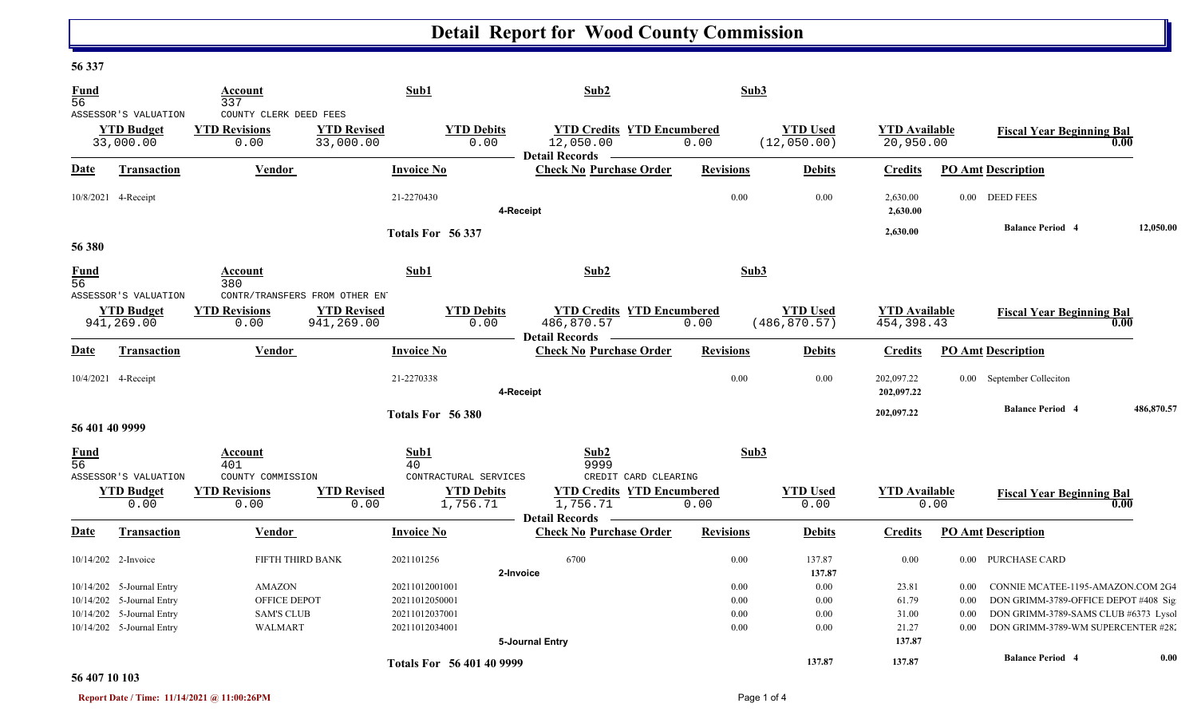# Detail Report for Wood County Commission

## 56 337

| Fund | Account | Sub1 | Sub2 | Sub3 |
|---|---|---|---|---|
| 56 | 337 | | | |
| ASSESSOR'S VALUATION | COUNTY CLERK DEED FEES | | | |

| YTD Budget | YTD Revisions | YTD Revised | YTD Debits | YTD Credits | YTD Encumbered | YTD Used | YTD Available | Fiscal Year Beginning Bal |
|---|---|---|---|---|---|---|---|---|
| 33,000.00 | 0.00 | 33,000.00 | 0.00 | 12,050.00 | 0.00 | (12,050.00) | 20,950.00 | 0.00 |

**Detail Records**

| Date | Transaction | Vendor | Invoice No | Check No | Purchase Order | Revisions | Debits | Credits | PO Amt | Description |
|---|---|---|---|---|---|---|---|---|---|---|
| 10/8/2021 | 4-Receipt | | 21-2270430 | | | 0.00 | 0.00 | 2,630.00 | 0.00 | DEED FEES |
| | | | | 4-Receipt | | | | 2,630.00 | | |
| | | | Totals For 56 337 | | | | | 2,630.00 | | Balance Period 4 — 12,050.00 |

## 56 380

| Fund | Account | Sub1 | Sub2 | Sub3 |
|---|---|---|---|---|
| 56 | 380 | | | |
| ASSESSOR'S VALUATION | CONTR/TRANSFERS FROM OTHER EN | | | |

| YTD Budget | YTD Revisions | YTD Revised | YTD Debits | YTD Credits | YTD Encumbered | YTD Used | YTD Available | Fiscal Year Beginning Bal |
|---|---|---|---|---|---|---|---|---|
| 941,269.00 | 0.00 | 941,269.00 | 0.00 | 486,870.57 | 0.00 | (486,870.57) | 454,398.43 | 0.00 |

**Detail Records**

| Date | Transaction | Vendor | Invoice No | Check No | Purchase Order | Revisions | Debits | Credits | PO Amt | Description |
|---|---|---|---|---|---|---|---|---|---|---|
| 10/4/2021 | 4-Receipt | | 21-2270338 | | | 0.00 | 0.00 | 202,097.22 | 0.00 | September Colleciton |
| | | | | 4-Receipt | | | | 202,097.22 | | |
| | | | Totals For 56 380 | | | | | 202,097.22 | | Balance Period 4 — 486,870.57 |

## 56 401 40 9999

| Fund | Account | Sub1 | Sub2 | Sub3 |
|---|---|---|---|---|
| 56 | 401 | 40 | 9999 | |
| ASSESSOR'S VALUATION | COUNTY COMMISSION | CONTRACTURAL SERVICES | CREDIT CARD CLEARING | |

| YTD Budget | YTD Revisions | YTD Revised | YTD Debits | YTD Credits | YTD Encumbered | YTD Used | YTD Available | Fiscal Year Beginning Bal |
|---|---|---|---|---|---|---|---|---|
| 0.00 | 0.00 | 0.00 | 1,756.71 | 1,756.71 | 0.00 | 0.00 | 0.00 | 0.00 |

**Detail Records**

| Date | Transaction | Vendor | Invoice No | Check No | Purchase Order | Revisions | Debits | Credits | PO Amt | Description |
|---|---|---|---|---|---|---|---|---|---|---|
| 10/14/202 | 2-Invoice | FIFTH THIRD BANK | 2021101256 | 6700 | | 0.00 | 137.87 | 0.00 | 0.00 | PURCHASE CARD |
| | | | | 2-Invoice | | | 137.87 | | | |
| 10/14/202 | 5-Journal Entry | AMAZON | 20211012001001 | | | 0.00 | 0.00 | 23.81 | 0.00 | CONNIE MCATEE-1195-AMAZON.COM 2G4 |
| 10/14/202 | 5-Journal Entry | OFFICE DEPOT | 20211012050001 | | | 0.00 | 0.00 | 61.79 | 0.00 | DON GRIMM-3789-OFFICE DEPOT #408 Sig |
| 10/14/202 | 5-Journal Entry | SAM'S CLUB | 20211012037001 | | | 0.00 | 0.00 | 31.00 | 0.00 | DON GRIMM-3789-SAMS CLUB #6373 Lysol |
| 10/14/202 | 5-Journal Entry | WALMART | 20211012034001 | | | 0.00 | 0.00 | 21.27 | 0.00 | DON GRIMM-3789-WM SUPERCENTER #282 |
| | | | | 5-Journal Entry | | | | 137.87 | | |
| | | | Totals For 56 401 40 9999 | | | | 137.87 | 137.87 | | Balance Period 4 — 0.00 |

## 56 407 10 103

Report Date / Time: 11/14/2021 @ 11:00:26PM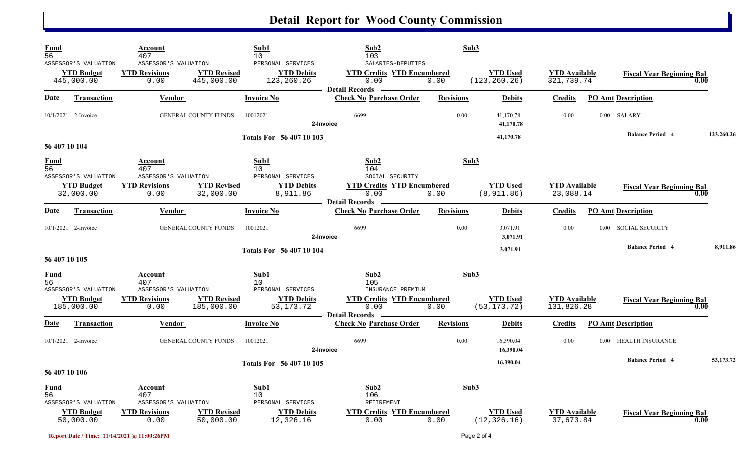# Detail Report for Wood County Commission

| Fund | Account | Sub1 | Sub2 | Sub3 |
|---|---|---|---|---|
| 56 | 407 | 10 | 103 | |
| ASSESSOR'S VALUATION | ASSESSOR'S VALUATION | PERSONAL SERVICES | SALARIES-DEPUTIES | |

| YTD Budget | YTD Revisions | YTD Revised | YTD Debits | YTD Credits | YTD Encumbered | YTD Used | YTD Available | Fiscal Year Beginning Bal |
|---|---|---|---|---|---|---|---|---|
| 445,000.00 | 0.00 | 445,000.00 | 123,260.26 | 0.00 | 0.00 | (123,260.26) | 321,739.74 | 0.00 |

**Detail Records**

| Date | Transaction | Vendor | Invoice No | Check No | Purchase Order | Revisions | Debits | Credits | PO Amt | Description |
|---|---|---|---|---|---|---|---|---|---|---|
| 10/1/2021 | 2-Invoice | GENERAL COUNTY FUNDS | 10012021 | 6699 | | 0.00 | 41,170.78 | 0.00 | 0.00 | SALARY |
| | | | | 2-Invoice | | | 41,170.78 | | | |
| | | | Totals For 56 407 10 103 | | | | 41,170.78 | | | Balance Period 4 — 123,260.26 |

## 56 407 10 104

| Fund | Account | Sub1 | Sub2 | Sub3 |
|---|---|---|---|---|
| 56 | 407 | 10 | 104 | |
| ASSESSOR'S VALUATION | ASSESSOR'S VALUATION | PERSONAL SERVICES | SOCIAL SECURITY | |

| YTD Budget | YTD Revisions | YTD Revised | YTD Debits | YTD Credits | YTD Encumbered | YTD Used | YTD Available | Fiscal Year Beginning Bal |
|---|---|---|---|---|---|---|---|---|
| 32,000.00 | 0.00 | 32,000.00 | 8,911.86 | 0.00 | 0.00 | (8,911.86) | 23,088.14 | 0.00 |

**Detail Records**

| Date | Transaction | Vendor | Invoice No | Check No | Purchase Order | Revisions | Debits | Credits | PO Amt | Description |
|---|---|---|---|---|---|---|---|---|---|---|
| 10/1/2021 | 2-Invoice | GENERAL COUNTY FUNDS | 10012021 | 6699 | | 0.00 | 3,071.91 | 0.00 | 0.00 | SOCIAL SECURITY |
| | | | | 2-Invoice | | | 3,071.91 | | | |
| | | | Totals For 56 407 10 104 | | | | 3,071.91 | | | Balance Period 4 — 8,911.86 |

## 56 407 10 105

| Fund | Account | Sub1 | Sub2 | Sub3 |
|---|---|---|---|---|
| 56 | 407 | 10 | 105 | |
| ASSESSOR'S VALUATION | ASSESSOR'S VALUATION | PERSONAL SERVICES | INSURANCE PREMIUM | |

| YTD Budget | YTD Revisions | YTD Revised | YTD Debits | YTD Credits | YTD Encumbered | YTD Used | YTD Available | Fiscal Year Beginning Bal |
|---|---|---|---|---|---|---|---|---|
| 185,000.00 | 0.00 | 185,000.00 | 53,173.72 | 0.00 | 0.00 | (53,173.72) | 131,826.28 | 0.00 |

**Detail Records**

| Date | Transaction | Vendor | Invoice No | Check No | Purchase Order | Revisions | Debits | Credits | PO Amt | Description |
|---|---|---|---|---|---|---|---|---|---|---|
| 10/1/2021 | 2-Invoice | GENERAL COUNTY FUNDS | 10012021 | 6699 | | 0.00 | 16,390.04 | 0.00 | 0.00 | HEALTH INSURANCE |
| | | | | 2-Invoice | | | 16,390.04 | | | |
| | | | Totals For 56 407 10 105 | | | | 16,390.04 | | | Balance Period 4 — 53,173.72 |

## 56 407 10 106

| Fund | Account | Sub1 | Sub2 | Sub3 |
|---|---|---|---|---|
| 56 | 407 | 10 | 106 | |
| ASSESSOR'S VALUATION | ASSESSOR'S VALUATION | PERSONAL SERVICES | RETIREMENT | |

| YTD Budget | YTD Revisions | YTD Revised | YTD Debits | YTD Credits | YTD Encumbered | YTD Used | YTD Available | Fiscal Year Beginning Bal |
|---|---|---|---|---|---|---|---|---|
| 50,000.00 | 0.00 | 50,000.00 | 12,326.16 | 0.00 | 0.00 | (12,326.16) | 37,673.84 | 0.00 |

Report Date / Time: 11/14/2021 @ 11:00:26PM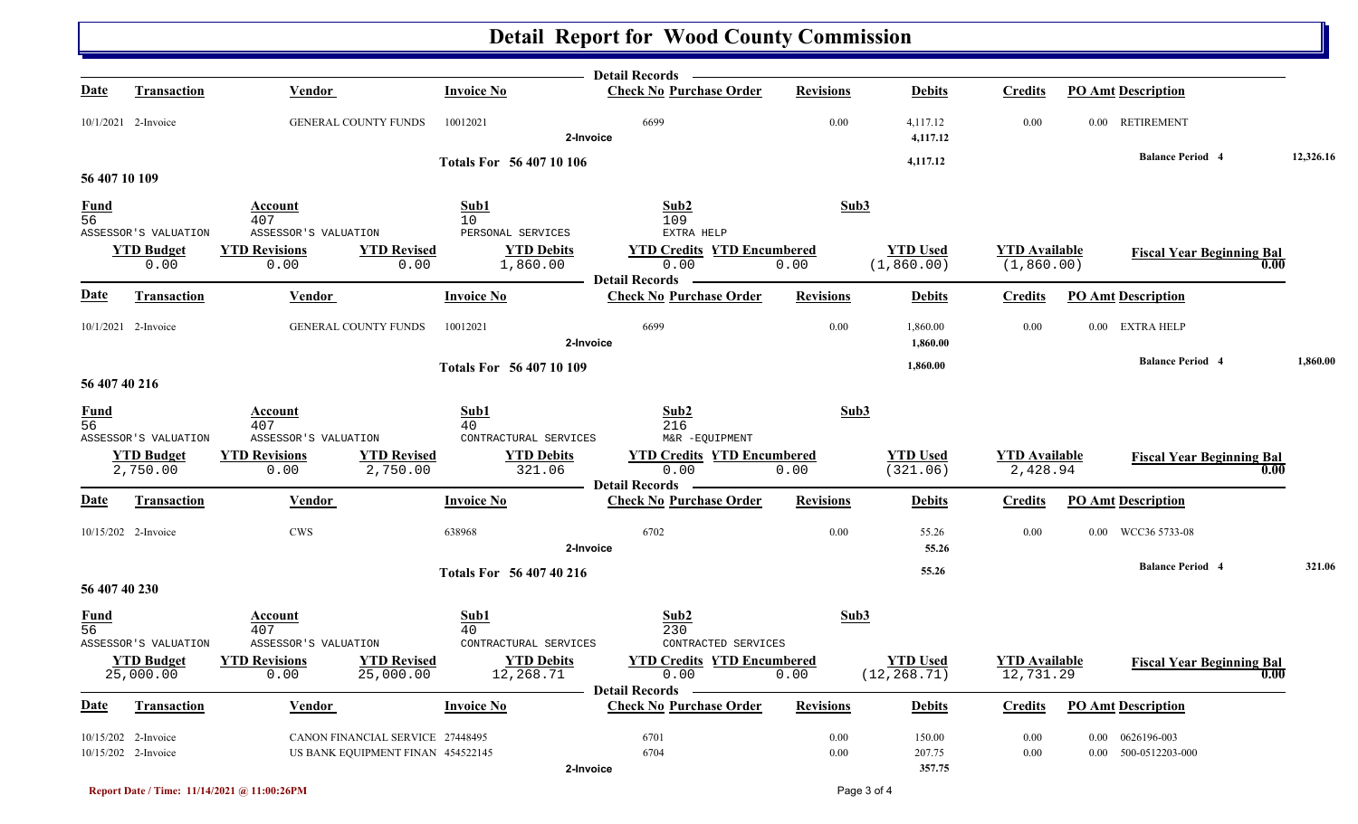# Detail Report for Wood County Commission

**Detail Records**

| Date | Transaction | Vendor | Invoice No | Check No | Purchase Order | Revisions | Debits | Credits | PO Amt | Description |
|---|---|---|---|---|---|---|---|---|---|---|
| 10/1/2021 | 2-Invoice | GENERAL COUNTY FUNDS | 10012021 | 6699 | | 0.00 | 4,117.12 | 0.00 | 0.00 | RETIREMENT |
| | | | | 2-Invoice | | | 4,117.12 | | | |

**Totals For 56 407 10 106** — 4,117.12 — Balance Period 4: 12,326.16

## 56 407 10 109

| Fund | Account | Sub1 | Sub2 | Sub3 |
|---|---|---|---|---|
| 56 | 407 | 10 | 109 | |
| ASSESSOR'S VALUATION | ASSESSOR'S VALUATION | PERSONAL SERVICES | EXTRA HELP | |

| YTD Budget | YTD Revisions | YTD Revised | YTD Debits | YTD Credits | YTD Encumbered | YTD Used | YTD Available | Fiscal Year Beginning Bal |
|---|---|---|---|---|---|---|---|---|
| 0.00 | 0.00 | 0.00 | 1,860.00 | 0.00 | 0.00 | (1,860.00) | (1,860.00) | 0.00 |

**Detail Records**

| Date | Transaction | Vendor | Invoice No | Check No | Purchase Order | Revisions | Debits | Credits | PO Amt | Description |
|---|---|---|---|---|---|---|---|---|---|---|
| 10/1/2021 | 2-Invoice | GENERAL COUNTY FUNDS | 10012021 | 6699 | | 0.00 | 1,860.00 | 0.00 | 0.00 | EXTRA HELP |
| | | | | 2-Invoice | | | 1,860.00 | | | |

**Totals For 56 407 10 109** — 1,860.00 — Balance Period 4: 1,860.00

## 56 407 40 216

| Fund | Account | Sub1 | Sub2 | Sub3 |
|---|---|---|---|---|
| 56 | 407 | 40 | 216 | |
| ASSESSOR'S VALUATION | ASSESSOR'S VALUATION | CONTRACTUAL SERVICES | M&R -EQUIPMENT | |

| YTD Budget | YTD Revisions | YTD Revised | YTD Debits | YTD Credits | YTD Encumbered | YTD Used | YTD Available | Fiscal Year Beginning Bal |
|---|---|---|---|---|---|---|---|---|
| 2,750.00 | 0.00 | 2,750.00 | 321.06 | 0.00 | 0.00 | (321.06) | 2,428.94 | 0.00 |

**Detail Records**

| Date | Transaction | Vendor | Invoice No | Check No | Purchase Order | Revisions | Debits | Credits | PO Amt | Description |
|---|---|---|---|---|---|---|---|---|---|---|
| 10/15/202 | 2-Invoice | CWS | 638968 | 6702 | | 0.00 | 55.26 | 0.00 | 0.00 | WCC36 5733-08 |
| | | | | 2-Invoice | | | 55.26 | | | |

**Totals For 56 407 40 216** — 55.26 — Balance Period 4: 321.06

## 56 407 40 230

| Fund | Account | Sub1 | Sub2 | Sub3 |
|---|---|---|---|---|
| 56 | 407 | 40 | 230 | |
| ASSESSOR'S VALUATION | ASSESSOR'S VALUATION | CONTRACTUAL SERVICES | CONTRACTED SERVICES | |

| YTD Budget | YTD Revisions | YTD Revised | YTD Debits | YTD Credits | YTD Encumbered | YTD Used | YTD Available | Fiscal Year Beginning Bal |
|---|---|---|---|---|---|---|---|---|
| 25,000.00 | 0.00 | 25,000.00 | 12,268.71 | 0.00 | 0.00 | (12,268.71) | 12,731.29 | 0.00 |

**Detail Records**

| Date | Transaction | Vendor | Invoice No | Check No | Purchase Order | Revisions | Debits | Credits | PO Amt | Description |
|---|---|---|---|---|---|---|---|---|---|---|
| 10/15/202 | 2-Invoice | CANON FINANCIAL SERVICE | 27448495 | 6701 | | 0.00 | 150.00 | 0.00 | 0.00 | 0626196-003 |
| 10/15/202 | 2-Invoice | US BANK EQUIPMENT FINAN | 454522145 | 6704 | | 0.00 | 207.75 | 0.00 | 0.00 | 500-0512203-000 |
| | | | | 2-Invoice | | | 357.75 | | | |

Report Date / Time: 11/14/2021 @ 11:00:26PM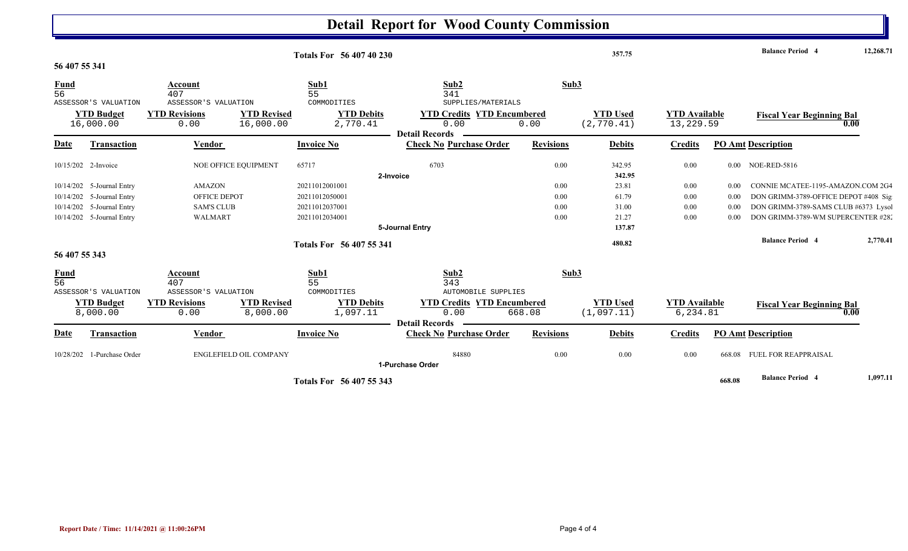# Detail Report for Wood County Commission

| | | | |
|---|---|---|---|
| Totals For 56 407 40 230 | 357.75 | Balance Period 4 | 12,268.71 |

**56 407 55 341**

| Fund | Account | Sub1 | Sub2 | Sub3 |
|---|---|---|---|---|
| 56 | 407 | 55 | 341 | |
| ASSESSOR'S VALUATION | ASSESSOR'S VALUATION | COMMODITIES | SUPPLIES/MATERIALS | |

| YTD Budget | YTD Revisions | YTD Revised | YTD Debits | YTD Credits | YTD Encumbered | YTD Used | YTD Available | Fiscal Year Beginning Bal |
|---|---|---|---|---|---|---|---|---|
| 16,000.00 | 0.00 | 16,000.00 | 2,770.41 | 0.00 | 0.00 | (2,770.41) | 13,229.59 | 0.00 |

Detail Records

| Date | Transaction | Vendor | Invoice No | Check No | Purchase Order | Revisions | Debits | Credits | PO Amt | Description |
|---|---|---|---|---|---|---|---|---|---|---|
| 10/15/202 | 2-Invoice | NOE OFFICE EQUIPMENT | 65717 | 6703 | | 0.00 | 342.95 | 0.00 | 0.00 | NOE-RED-5816 |
| | | | | 2-Invoice | | | 342.95 | | | |
| 10/14/202 | 5-Journal Entry | AMAZON | 20211012001001 | | | 0.00 | 23.81 | 0.00 | 0.00 | CONNIE MCATEE-1195-AMAZON.COM 2G4 |
| 10/14/202 | 5-Journal Entry | OFFICE DEPOT | 20211012050001 | | | 0.00 | 61.79 | 0.00 | 0.00 | DON GRIMM-3789-OFFICE DEPOT #408 Sig |
| 10/14/202 | 5-Journal Entry | SAM'S CLUB | 20211012037001 | | | 0.00 | 31.00 | 0.00 | 0.00 | DON GRIMM-3789-SAMS CLUB #6373 Lysol |
| 10/14/202 | 5-Journal Entry | WALMART | 20211012034001 | | | 0.00 | 21.27 | 0.00 | 0.00 | DON GRIMM-3789-WM SUPERCENTER #28 |
| | | | | 5-Journal Entry | | | 137.87 | | | |

| | | | |
|---|---|---|---|
| Totals For 56 407 55 341 | 480.82 | Balance Period 4 | 2,770.41 |

**56 407 55 343**

| Fund | Account | Sub1 | Sub2 | Sub3 |
|---|---|---|---|---|
| 56 | 407 | 55 | 343 | |
| ASSESSOR'S VALUATION | ASSESSOR'S VALUATION | COMMODITIES | AUTOMOBILE SUPPLIES | |

| YTD Budget | YTD Revisions | YTD Revised | YTD Debits | YTD Credits | YTD Encumbered | YTD Used | YTD Available | Fiscal Year Beginning Bal |
|---|---|---|---|---|---|---|---|---|
| 8,000.00 | 0.00 | 8,000.00 | 1,097.11 | 0.00 | 668.08 | (1,097.11) | 6,234.81 | 0.00 |

Detail Records

| Date | Transaction | Vendor | Invoice No | Check No | Purchase Order | Revisions | Debits | Credits | PO Amt | Description |
|---|---|---|---|---|---|---|---|---|---|---|
| 10/28/202 | 1-Purchase Order | ENGLEFIELD OIL COMPANY | | | 84880 | 0.00 | 0.00 | 0.00 | 668.08 | FUEL FOR REAPPRAISAL |
| | | | | 1-Purchase Order | | | | | | |

| | | | |
|---|---|---|---|
| Totals For 56 407 55 343 | 668.08 | Balance Period 4 | 1,097.11 |

**Report Date / Time: 11/14/2021 @ 11:00:26PM**